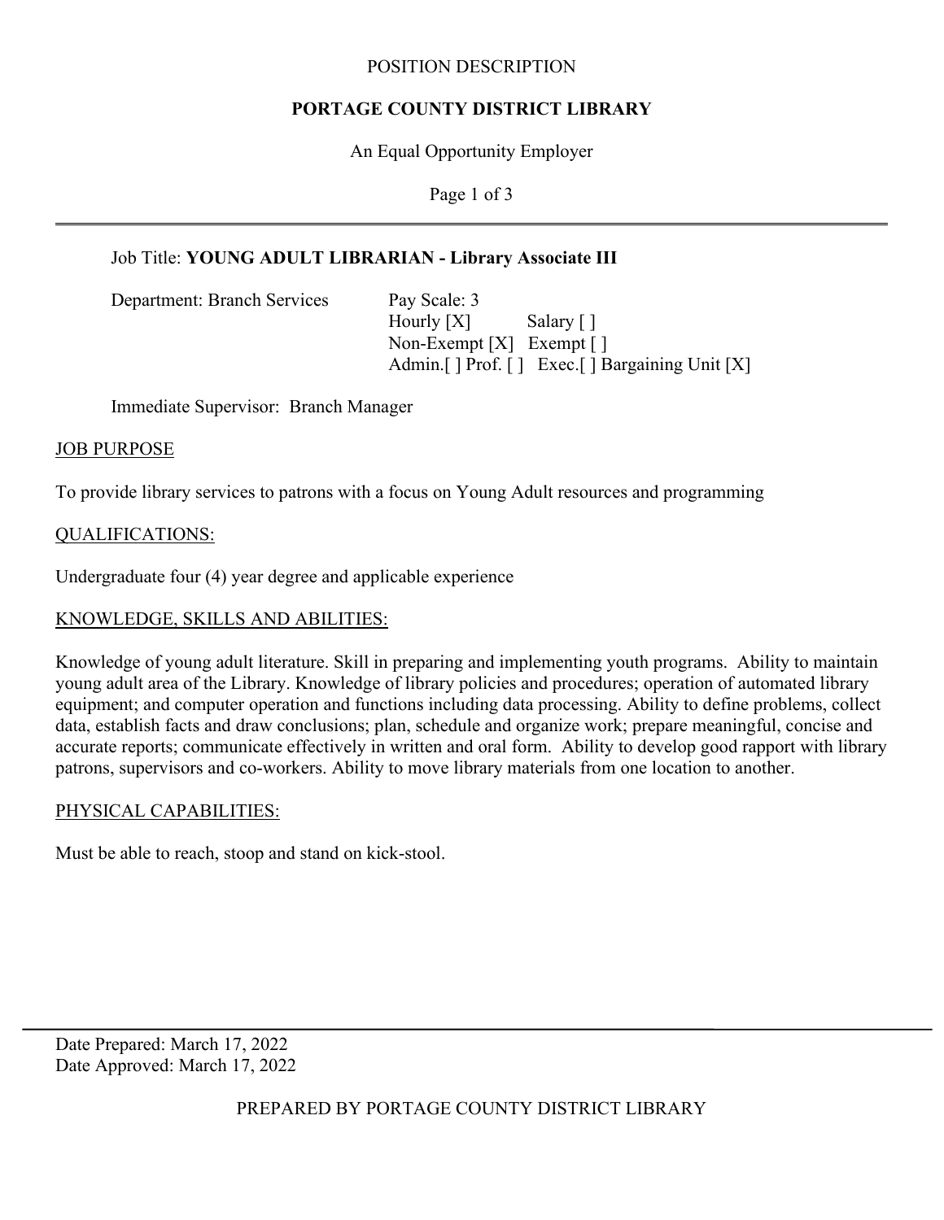# POSITION DESCRIPTION

## PORTAGE COUNTY DISTRICT LIBRARY

An Equal Opportunity Employer

Job Title: **YOUNG ADULT LIBRARIAN - Library Associate III**

Department: Branch Services

Pay Scale: 3
Hourly [X] Salary [ ]
Non-Exempt [X] Exempt [ ]
Admin.[ ] Prof. [ ] Exec.[ ] Bargaining Unit [X]

Immediate Supervisor: Branch Manager

### JOB PURPOSE

To provide library services to patrons with a focus on Young Adult resources and programming

### QUALIFICATIONS:

Undergraduate four (4) year degree and applicable experience

### KNOWLEDGE, SKILLS AND ABILITIES:

Knowledge of young adult literature. Skill in preparing and implementing youth programs. Ability to maintain young adult area of the Library. Knowledge of library policies and procedures; operation of automated library equipment; and computer operation and functions including data processing. Ability to define problems, collect data, establish facts and draw conclusions; plan, schedule and organize work; prepare meaningful, concise and accurate reports; communicate effectively in written and oral form. Ability to develop good rapport with library patrons, supervisors and co-workers. Ability to move library materials from one location to another.

### PHYSICAL CAPABILITIES:

Must be able to reach, stoop and stand on kick-stool.

---

Date Prepared: March 17, 2022
Date Approved: March 17, 2022

PREPARED BY PORTAGE COUNTY DISTRICT LIBRARY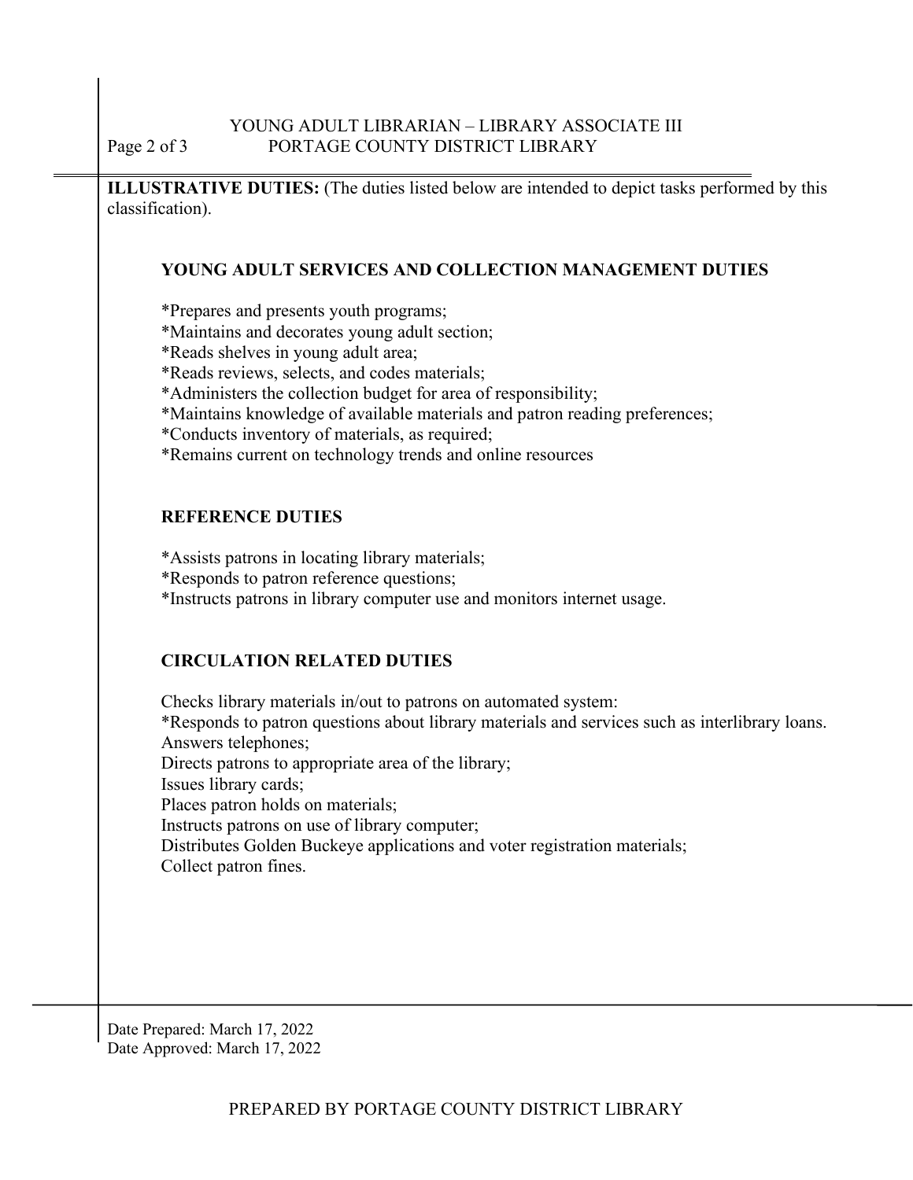**ILLUSTRATIVE DUTIES:** (The duties listed below are intended to depict tasks performed by this classification).

### YOUNG ADULT SERVICES AND COLLECTION MANAGEMENT DUTIES

*Prepares and presents youth programs;
*Maintains and decorates young adult section;
*Reads shelves in young adult area;
*Reads reviews, selects, and codes materials;
*Administers the collection budget for area of responsibility;
*Maintains knowledge of available materials and patron reading preferences;
*Conducts inventory of materials, as required;
*Remains current on technology trends and online resources

### REFERENCE DUTIES

*Assists patrons in locating library materials;
*Responds to patron reference questions;
*Instructs patrons in library computer use and monitors internet usage.

### CIRCULATION RELATED DUTIES

Checks library materials in/out to patrons on automated system:
*Responds to patron questions about library materials and services such as interlibrary loans.
Answers telephones;
Directs patrons to appropriate area of the library;
Issues library cards;
Places patron holds on materials;
Instructs patrons on use of library computer;
Distributes Golden Buckeye applications and voter registration materials;
Collect patron fines.

Date Prepared: March 17, 2022
Date Approved: March 17, 2022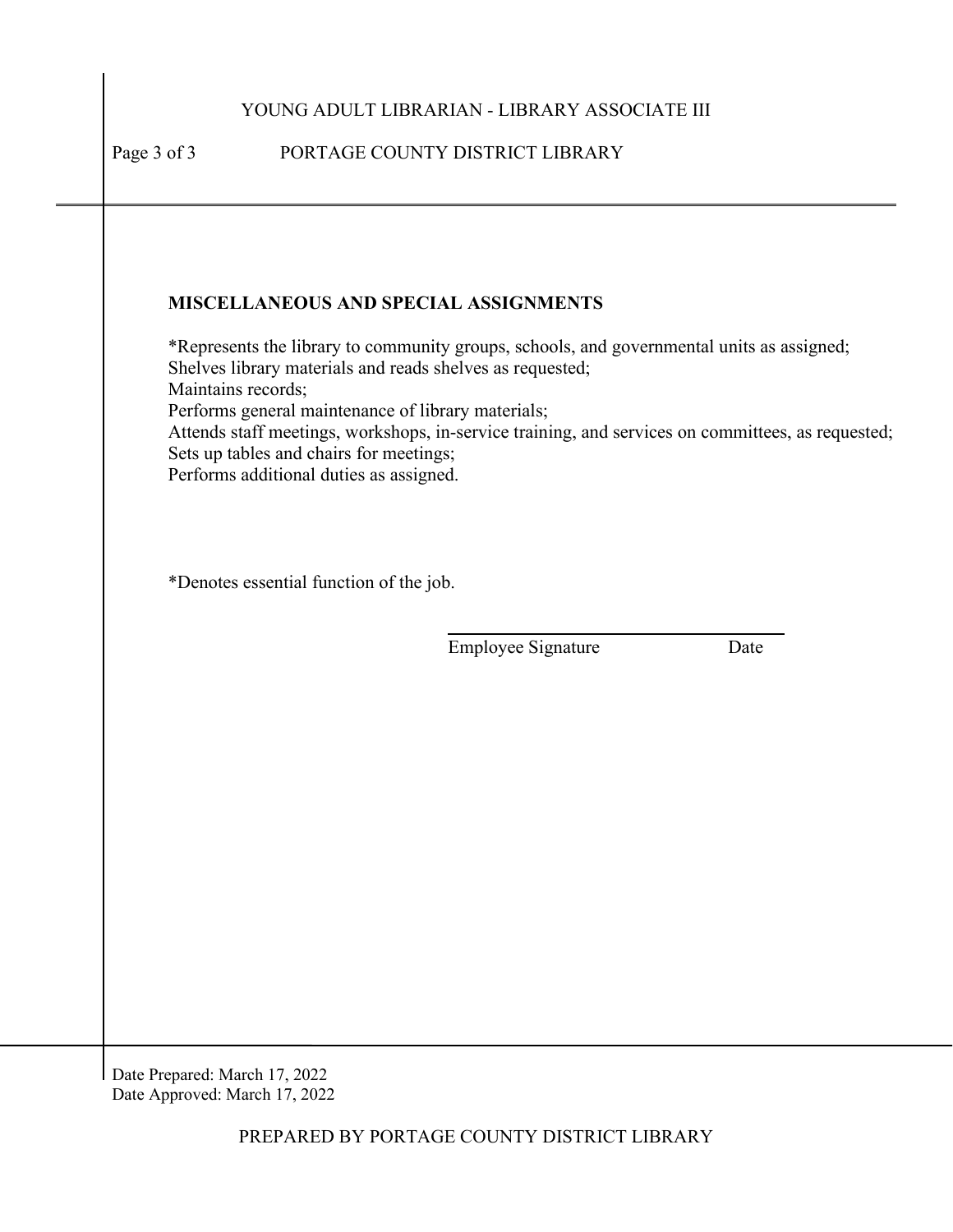## MISCELLANEOUS AND SPECIAL ASSIGNMENTS

*Represents the library to community groups, schools, and governmental units as assigned;
Shelves library materials and reads shelves as requested;
Maintains records;
Performs general maintenance of library materials;
Attends staff meetings, workshops, in-service training, and services on committees, as requested;
Sets up tables and chairs for meetings;
Performs additional duties as assigned.

*Denotes essential function of the job.

Employee Signature Date

Date Prepared: March 17, 2022
Date Approved: March 17, 2022

PREPARED BY PORTAGE COUNTY DISTRICT LIBRARY